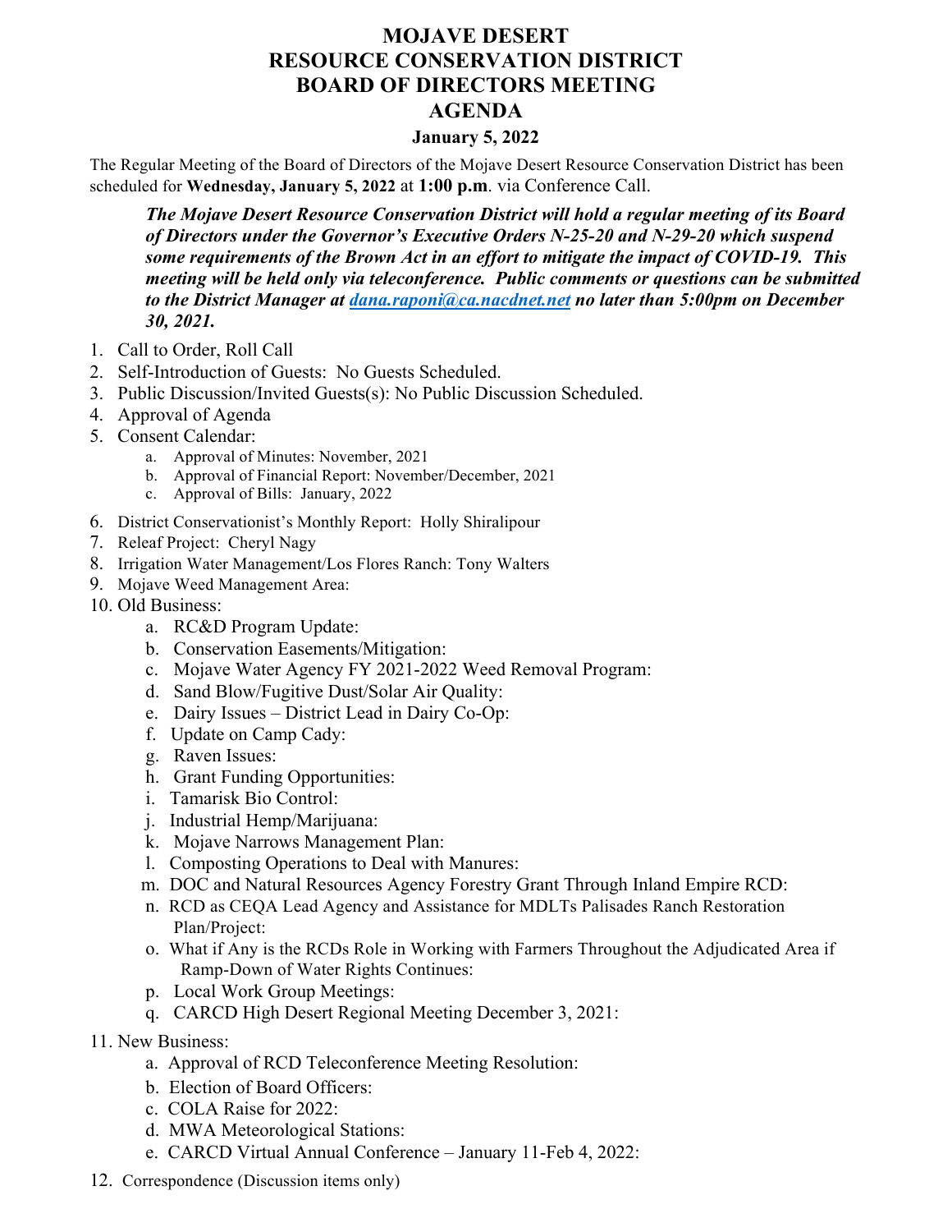# MOJAVE DESERT
# RESOURCE CONSERVATION DISTRICT
# BOARD OF DIRECTORS MEETING
# AGENDA

**January 5, 2022**

The Regular Meeting of the Board of Directors of the Mojave Desert Resource Conservation District has been scheduled for **Wednesday, January 5, 2022** at **1:00 p.m**. via Conference Call.

> ***The Mojave Desert Resource Conservation District will hold a regular meeting of its Board of Directors under the Governor's Executive Orders N-25-20 and N-29-20 which suspend some requirements of the Brown Act in an effort to mitigate the impact of COVID-19. This meeting will be held only via teleconference. Public comments or questions can be submitted to the District Manager at dana.raponi@ca.nacdnet.net no later than 5:00pm on December 30, 2021.***

1. Call to Order, Roll Call
2. Self-Introduction of Guests: No Guests Scheduled.
3. Public Discussion/Invited Guests(s): No Public Discussion Scheduled.
4. Approval of Agenda
5. Consent Calendar:
   a. Approval of Minutes: November, 2021
   b. Approval of Financial Report: November/December, 2021
   c. Approval of Bills: January, 2022
6. District Conservationist's Monthly Report: Holly Shiralipour
7. Releaf Project: Cheryl Nagy
8. Irrigation Water Management/Los Flores Ranch: Tony Walters
9. Mojave Weed Management Area:
10. Old Business:
    a. RC&D Program Update:
    b. Conservation Easements/Mitigation:
    c. Mojave Water Agency FY 2021-2022 Weed Removal Program:
    d. Sand Blow/Fugitive Dust/Solar Air Quality:
    e. Dairy Issues – District Lead in Dairy Co-Op:
    f. Update on Camp Cady:
    g. Raven Issues:
    h. Grant Funding Opportunities:
    i. Tamarisk Bio Control:
    j. Industrial Hemp/Marijuana:
    k. Mojave Narrows Management Plan:
    l. Composting Operations to Deal with Manures:
    m. DOC and Natural Resources Agency Forestry Grant Through Inland Empire RCD:
    n. RCD as CEQA Lead Agency and Assistance for MDLTs Palisades Ranch Restoration Plan/Project:
    o. What if Any is the RCDs Role in Working with Farmers Throughout the Adjudicated Area if Ramp-Down of Water Rights Continues:
    p. Local Work Group Meetings:
    q. CARCD High Desert Regional Meeting December 3, 2021:
11. New Business:
    a. Approval of RCD Teleconference Meeting Resolution:
    b. Election of Board Officers:
    c. COLA Raise for 2022:
    d. MWA Meteorological Stations:
    e. CARCD Virtual Annual Conference – January 11-Feb 4, 2022:
12. Correspondence (Discussion items only)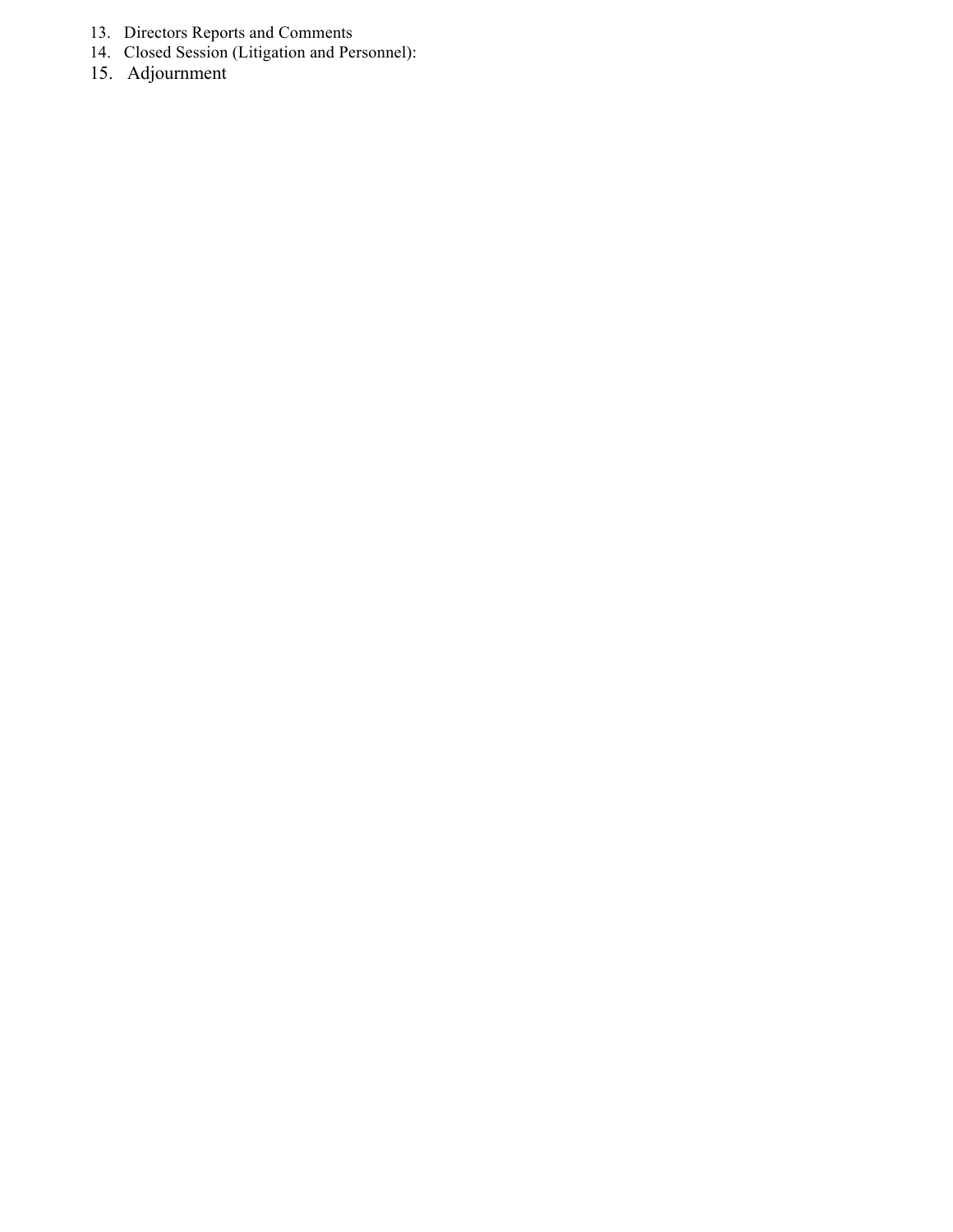13. Directors Reports and Comments
14. Closed Session (Litigation and Personnel):
15. Adjournment